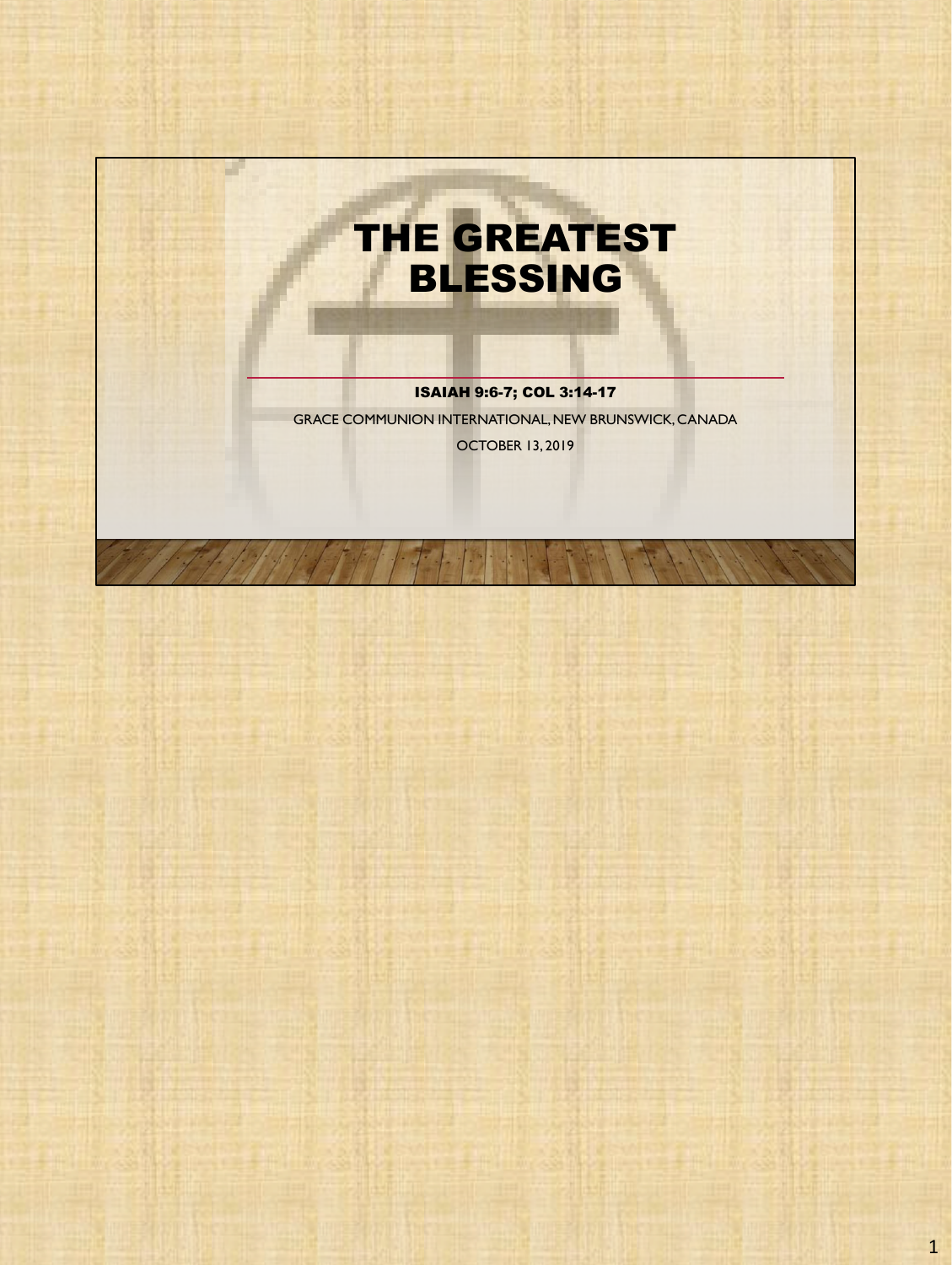# THE GREATEST BLESSING

**ISAIAH 9:6-7; COL 3:14-17**

GRACE COMMUNION INTERNATIONAL, NEW BRUNSWICK, CANADA

OCTOBER 13, 2019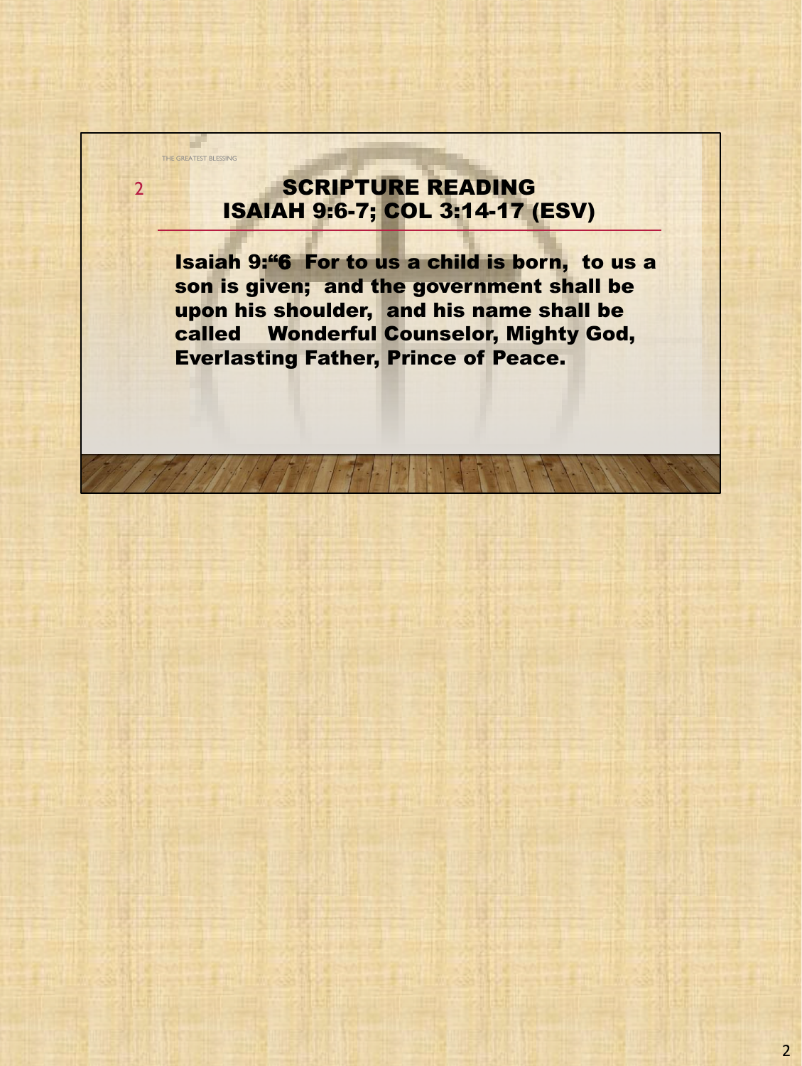## SCRIPTURE READING
## ISAIAH 9:6-7; COL 3:14-17 (ESV)

**Isaiah 9:"6 For to us a child is born, to us a son is given; and the government shall be upon his shoulder, and his name shall be called Wonderful Counselor, Mighty God, Everlasting Father, Prince of Peace.**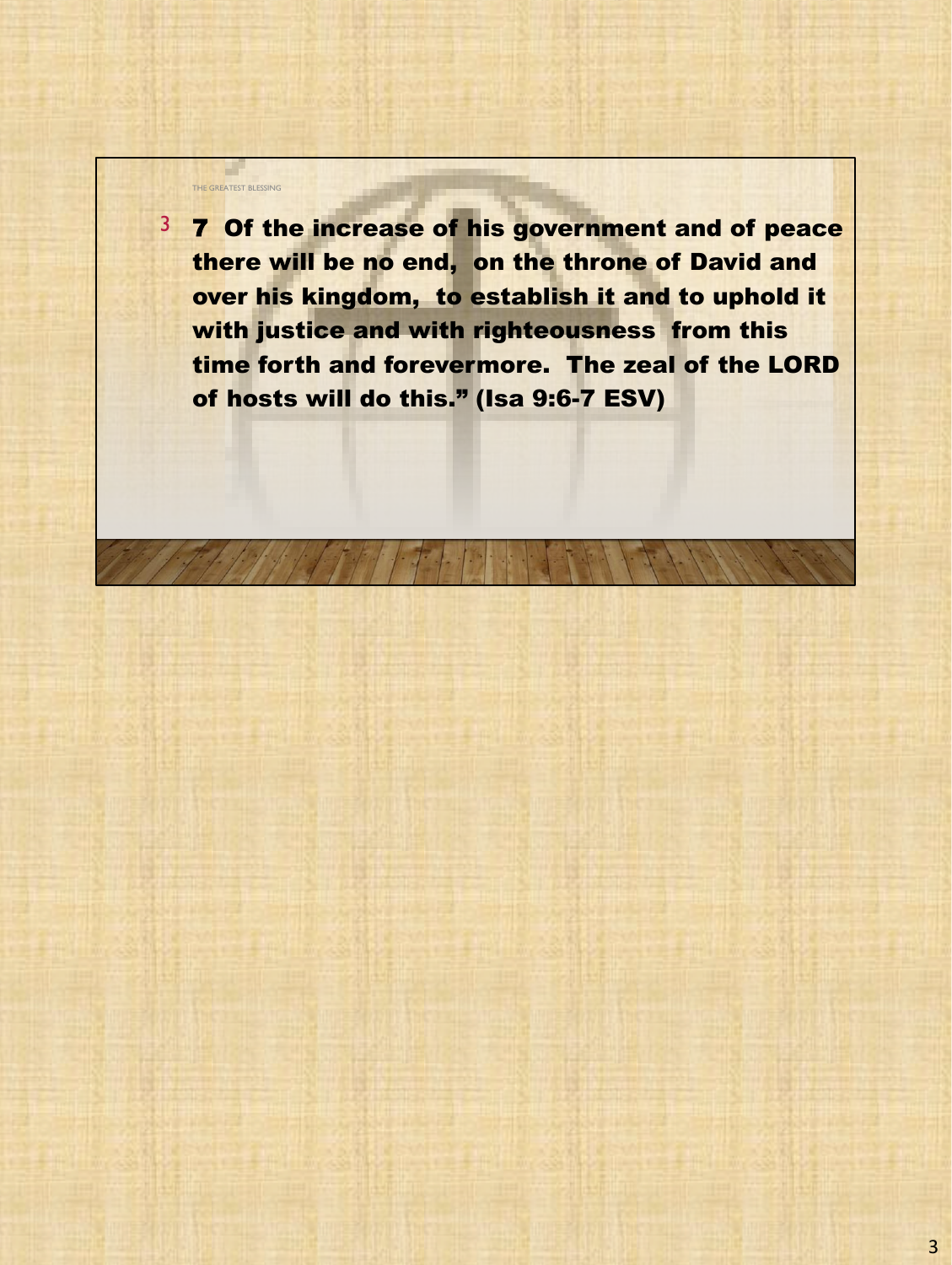**7 Of the increase of his government and of peace there will be no end, on the throne of David and over his kingdom, to establish it and to uphold it with justice and with righteousness from this time forth and forevermore. The zeal of the LORD of hosts will do this." (Isa 9:6-7 ESV)**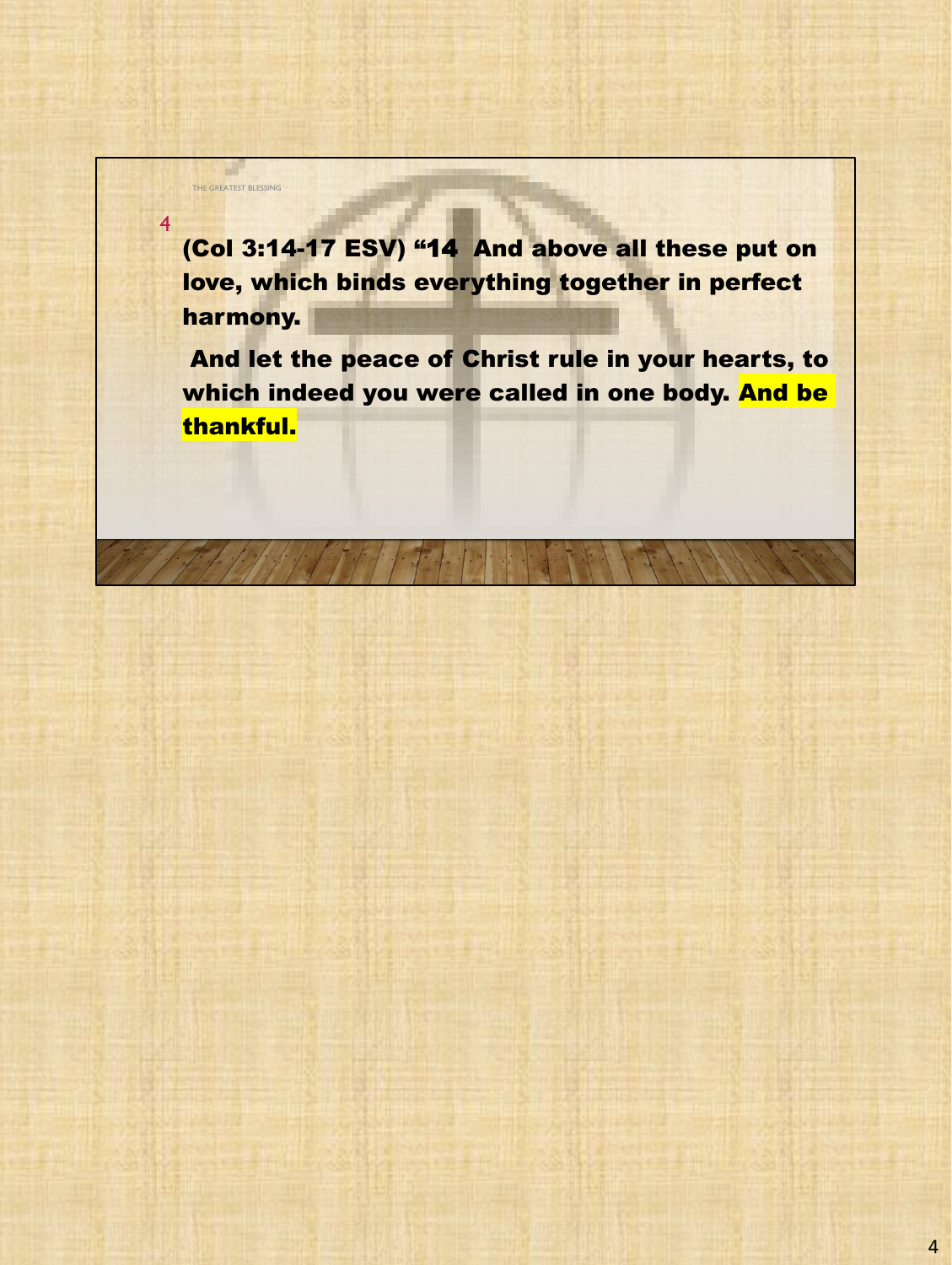(Col 3:14-17 ESV) “14 And above all these put on love, which binds everything together in perfect harmony.

And let the peace of Christ rule in your hearts, to which indeed you were called in one body. **And be thankful.**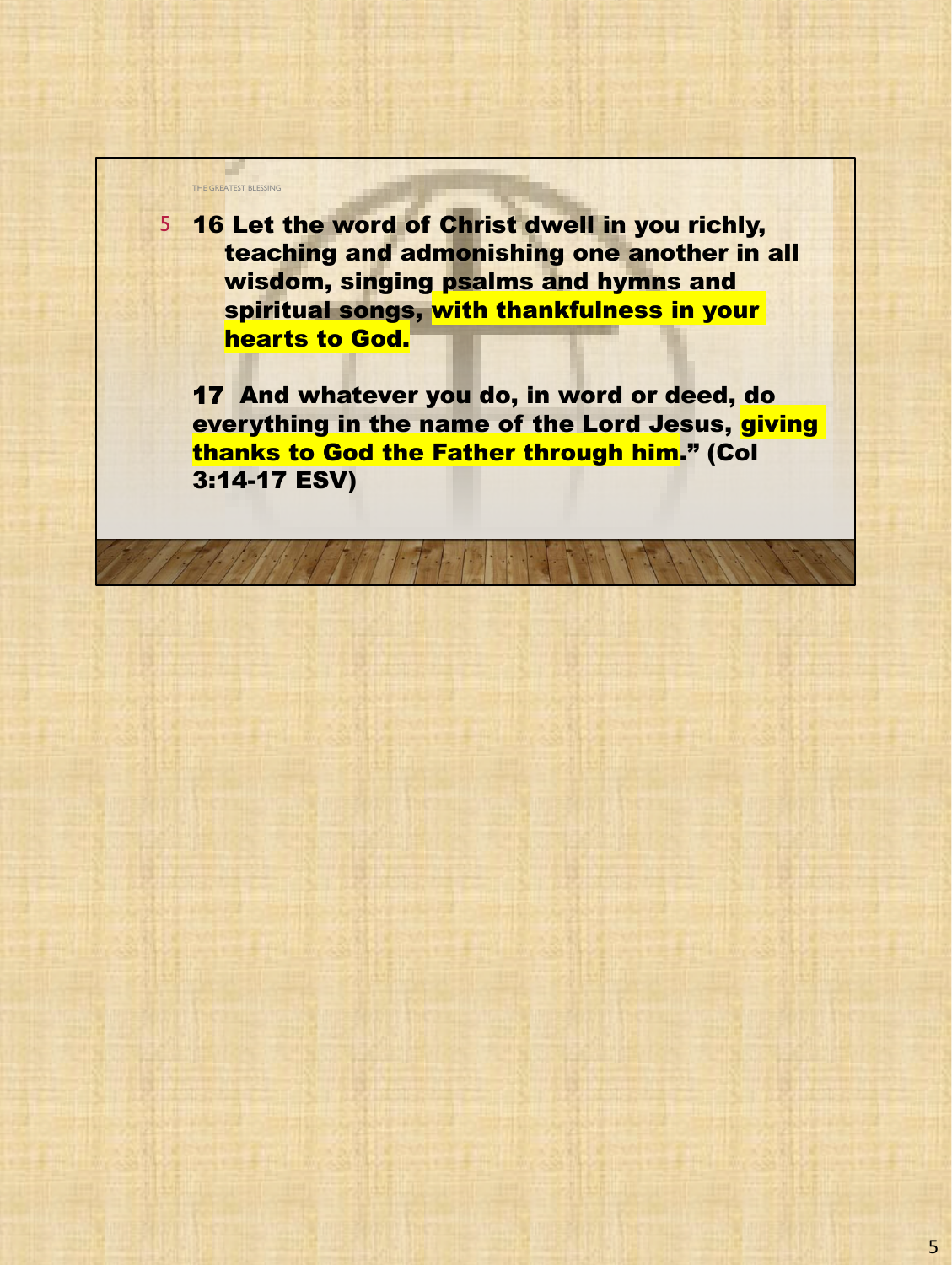16 Let the word of Christ dwell in you richly, teaching and admonishing one another in all wisdom, singing psalms and hymns and spiritual songs, **with thankfulness in your hearts to God.**

17 And whatever you do, in word or deed, do everything in the name of the Lord Jesus, **giving thanks to God the Father through him.**" (Col 3:14-17 ESV)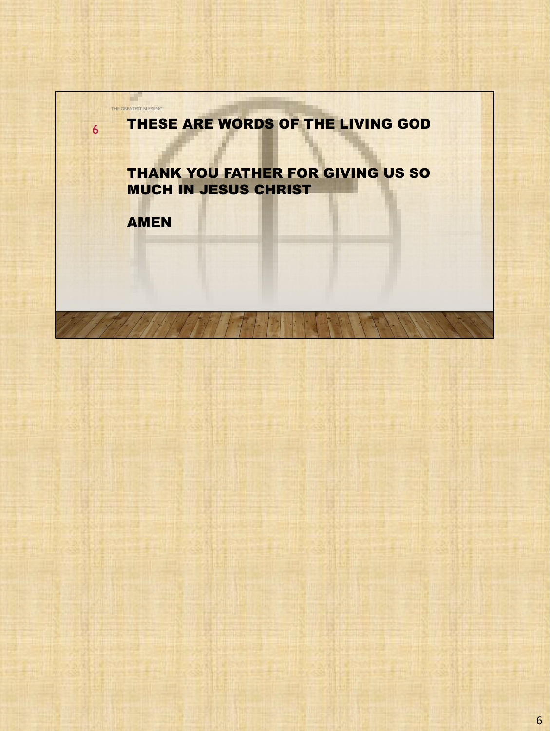THE GREATEST BLESSING

**THESE ARE WORDS OF THE LIVING GOD**

**THANK YOU FATHER FOR GIVING US SO MUCH IN JESUS CHRIST**

**AMEN**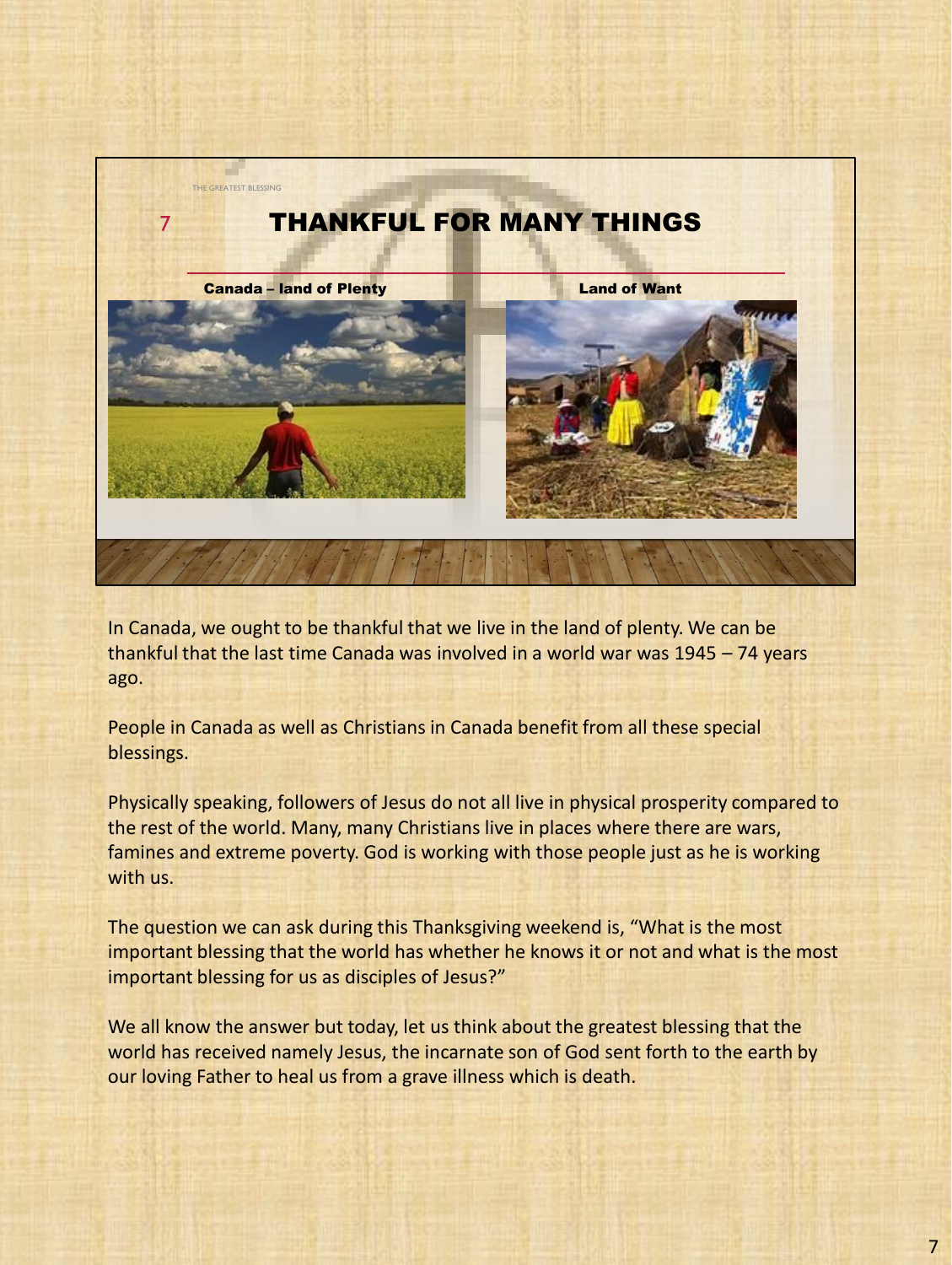THE GREATEST BLESSING

# THANKFUL FOR MANY THINGS

**Canada – land of Plenty**

**Land of Want**

In Canada, we ought to be thankful that we live in the land of plenty. We can be thankful that the last time Canada was involved in a world war was 1945 – 74 years ago.

People in Canada as well as Christians in Canada benefit from all these special blessings.

Physically speaking, followers of Jesus do not all live in physical prosperity compared to the rest of the world. Many, many Christians live in places where there are wars, famines and extreme poverty. God is working with those people just as he is working with us.

The question we can ask during this Thanksgiving weekend is, "What is the most important blessing that the world has whether he knows it or not and what is the most important blessing for us as disciples of Jesus?"

We all know the answer but today, let us think about the greatest blessing that the world has received namely Jesus, the incarnate son of God sent forth to the earth by our loving Father to heal us from a grave illness which is death.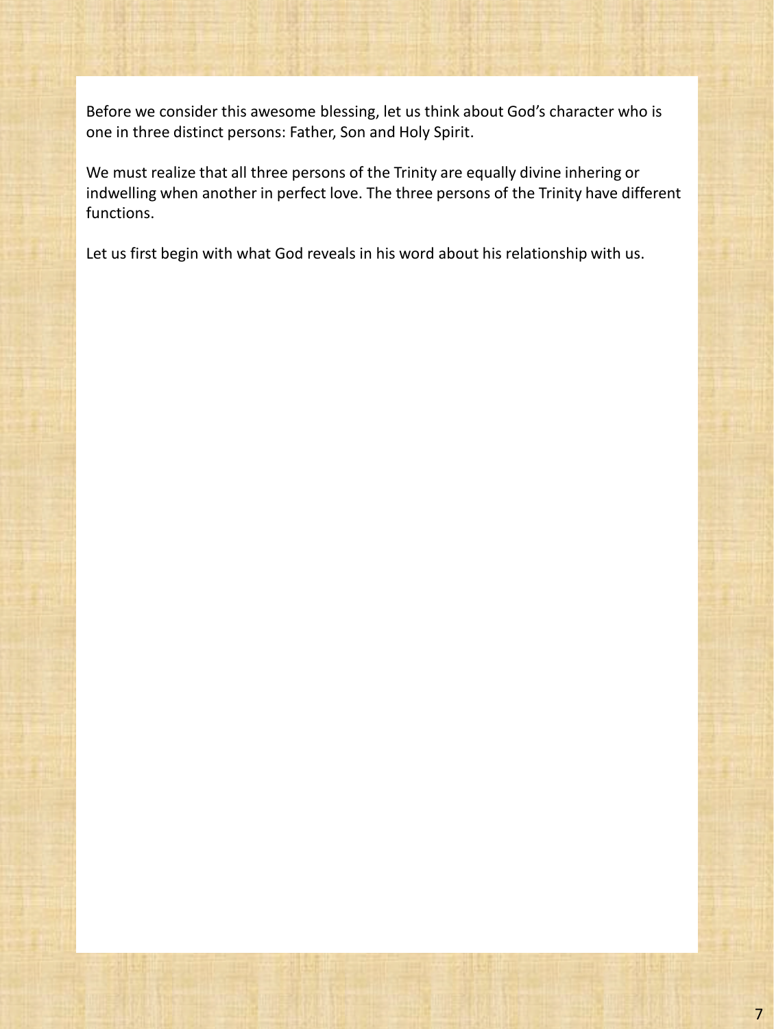Before we consider this awesome blessing, let us think about God's character who is one in three distinct persons: Father, Son and Holy Spirit.

We must realize that all three persons of the Trinity are equally divine inhering or indwelling when another in perfect love. The three persons of the Trinity have different functions.

Let us first begin with what God reveals in his word about his relationship with us.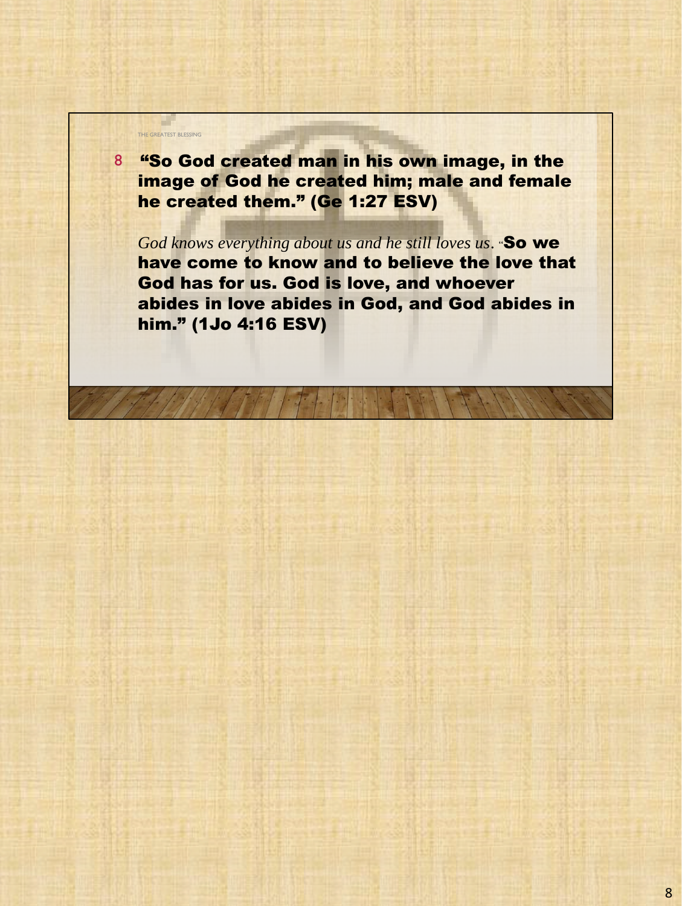THE GREATEST BLESSING

8 **"So God created man in his own image, in the image of God he created him; male and female he created them." (Ge 1:27 ESV)**

*God knows everything about us and he still loves us*. "**So we have come to know and to believe the love that God has for us. God is love, and whoever abides in love abides in God, and God abides in him." (1Jo 4:16 ESV)**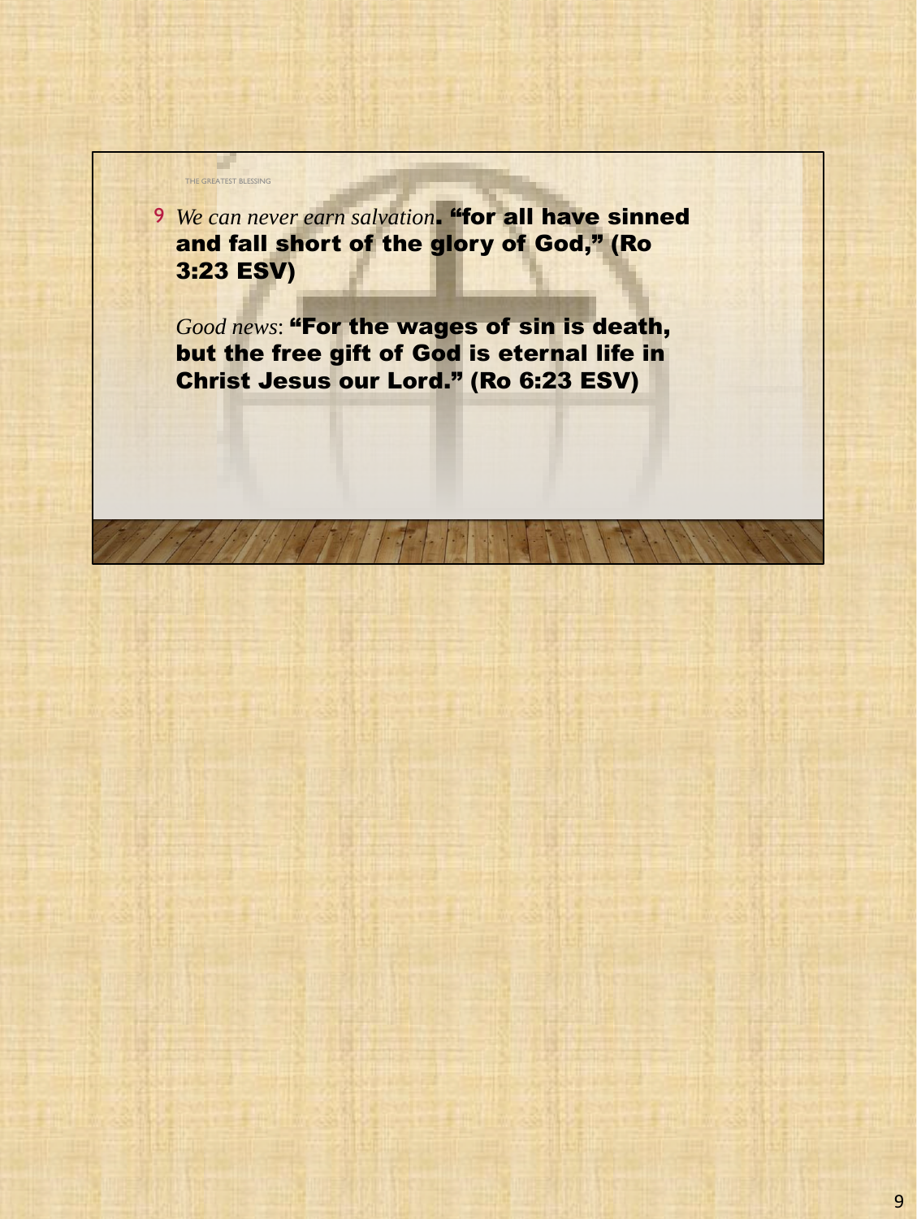THE GREATEST BLESSING

9 *We can never earn salvation*. **"for all have sinned and fall short of the glory of God," (Ro 3:23 ESV)**

*Good news*: **"For the wages of sin is death, but the free gift of God is eternal life in Christ Jesus our Lord." (Ro 6:23 ESV)**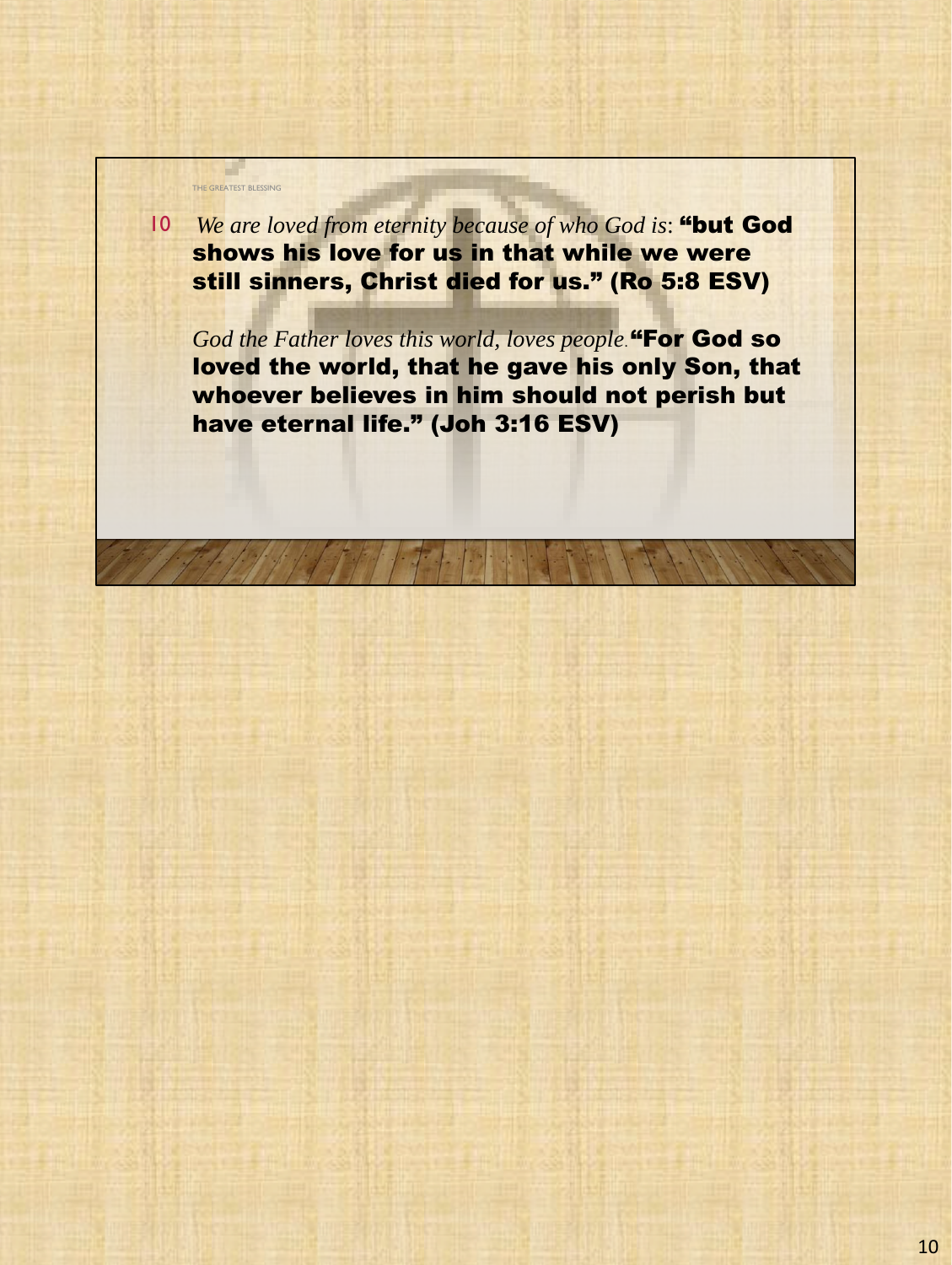THE GREATEST BLESSING

10 *We are loved from eternity because of who God is*: **"but God shows his love for us in that while we were still sinners, Christ died for us." (Ro 5:8 ESV)**

*God the Father loves this world, loves people*. **"For God so loved the world, that he gave his only Son, that whoever believes in him should not perish but have eternal life." (Joh 3:16 ESV)**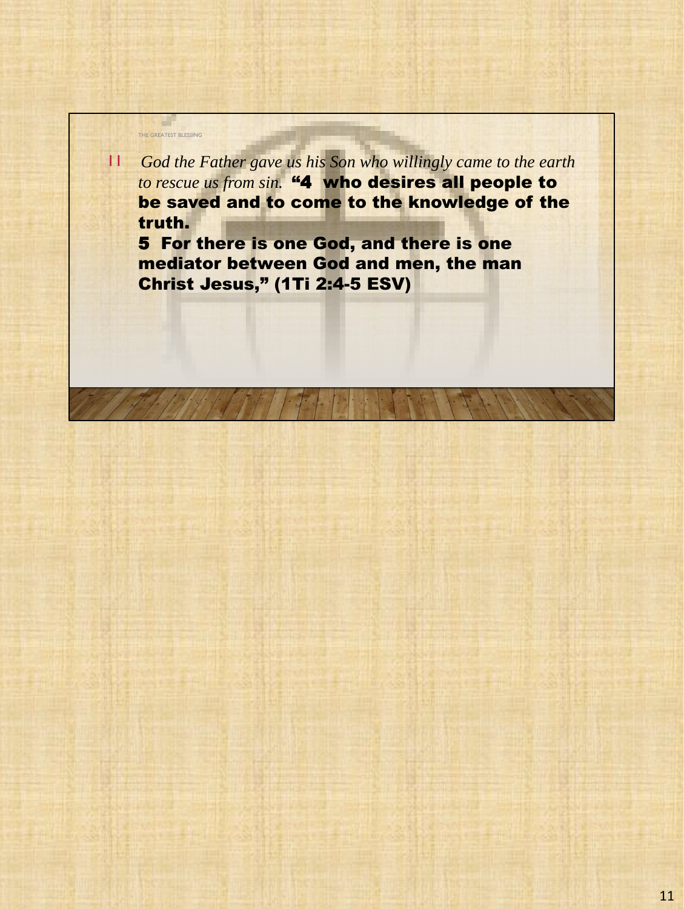THE GREATEST BLESSING

11 *God the Father gave us his Son who willingly came to the earth to rescue us from sin.* **"4 who desires all people to be saved and to come to the knowledge of the truth.**
**5 For there is one God, and there is one mediator between God and men, the man Christ Jesus," (1Ti 2:4-5 ESV)**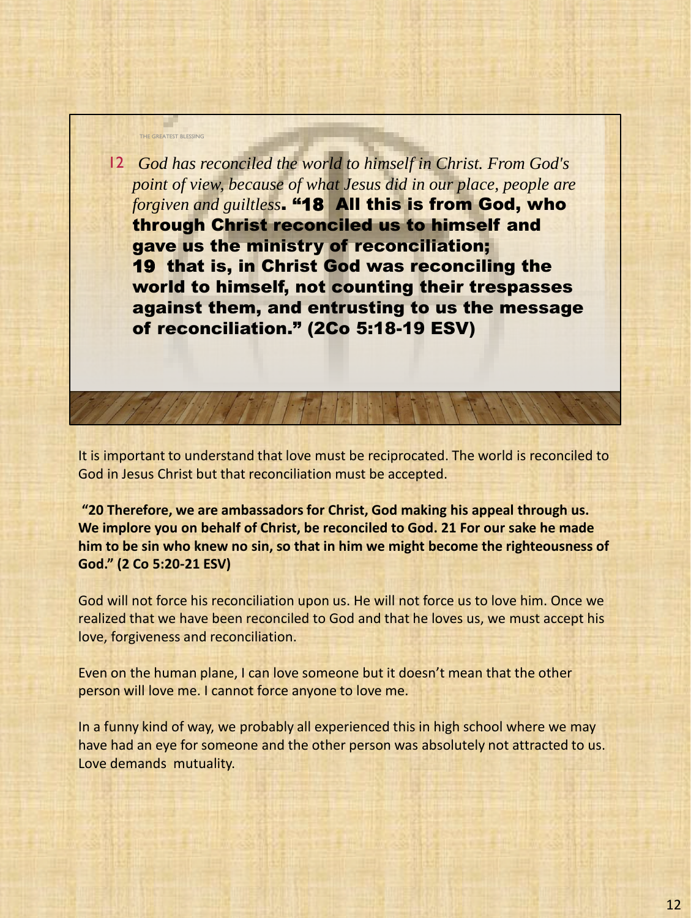THE GREATEST BLESSING

12 *God has reconciled the world to himself in Christ. From God's point of view, because of what Jesus did in our place, people are forgiven and guiltless*. **"18 All this is from God, who through Christ reconciled us to himself and gave us the ministry of reconciliation; 19 that is, in Christ God was reconciling the world to himself, not counting their trespasses against them, and entrusting to us the message of reconciliation." (2Co 5:18-19 ESV)**

It is important to understand that love must be reciprocated. The world is reconciled to God in Jesus Christ but that reconciliation must be accepted.

**"20 Therefore, we are ambassadors for Christ, God making his appeal through us. We implore you on behalf of Christ, be reconciled to God. 21 For our sake he made him to be sin who knew no sin, so that in him we might become the righteousness of God." (2 Co 5:20-21 ESV)**

God will not force his reconciliation upon us. He will not force us to love him. Once we realized that we have been reconciled to God and that he loves us, we must accept his love, forgiveness and reconciliation.

Even on the human plane, I can love someone but it doesn't mean that the other person will love me. I cannot force anyone to love me.

In a funny kind of way, we probably all experienced this in high school where we may have had an eye for someone and the other person was absolutely not attracted to us. Love demands mutuality.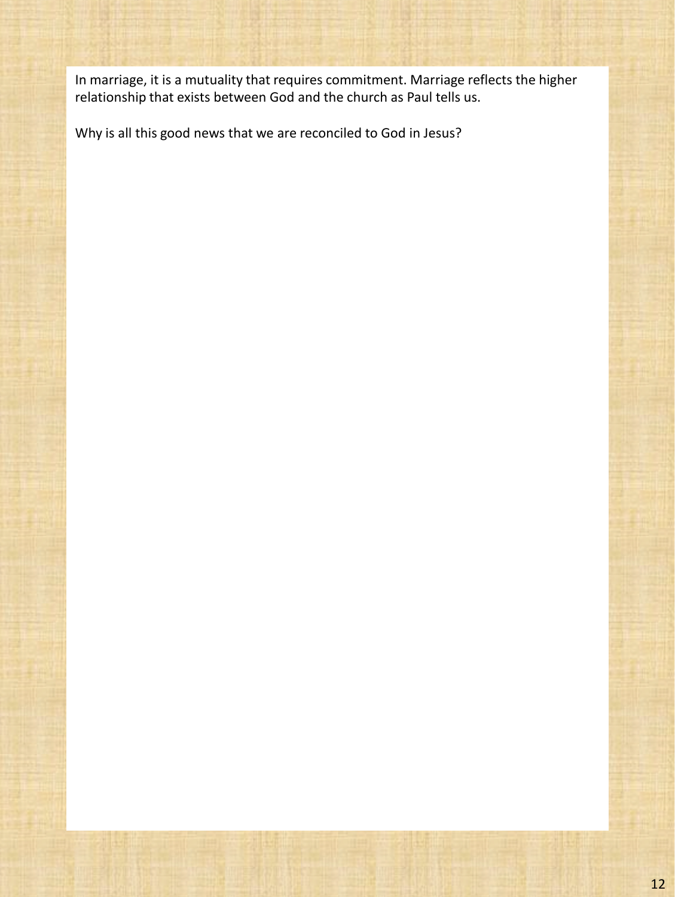In marriage, it is a mutuality that requires commitment. Marriage reflects the higher relationship that exists between God and the church as Paul tells us.

Why is all this good news that we are reconciled to God in Jesus?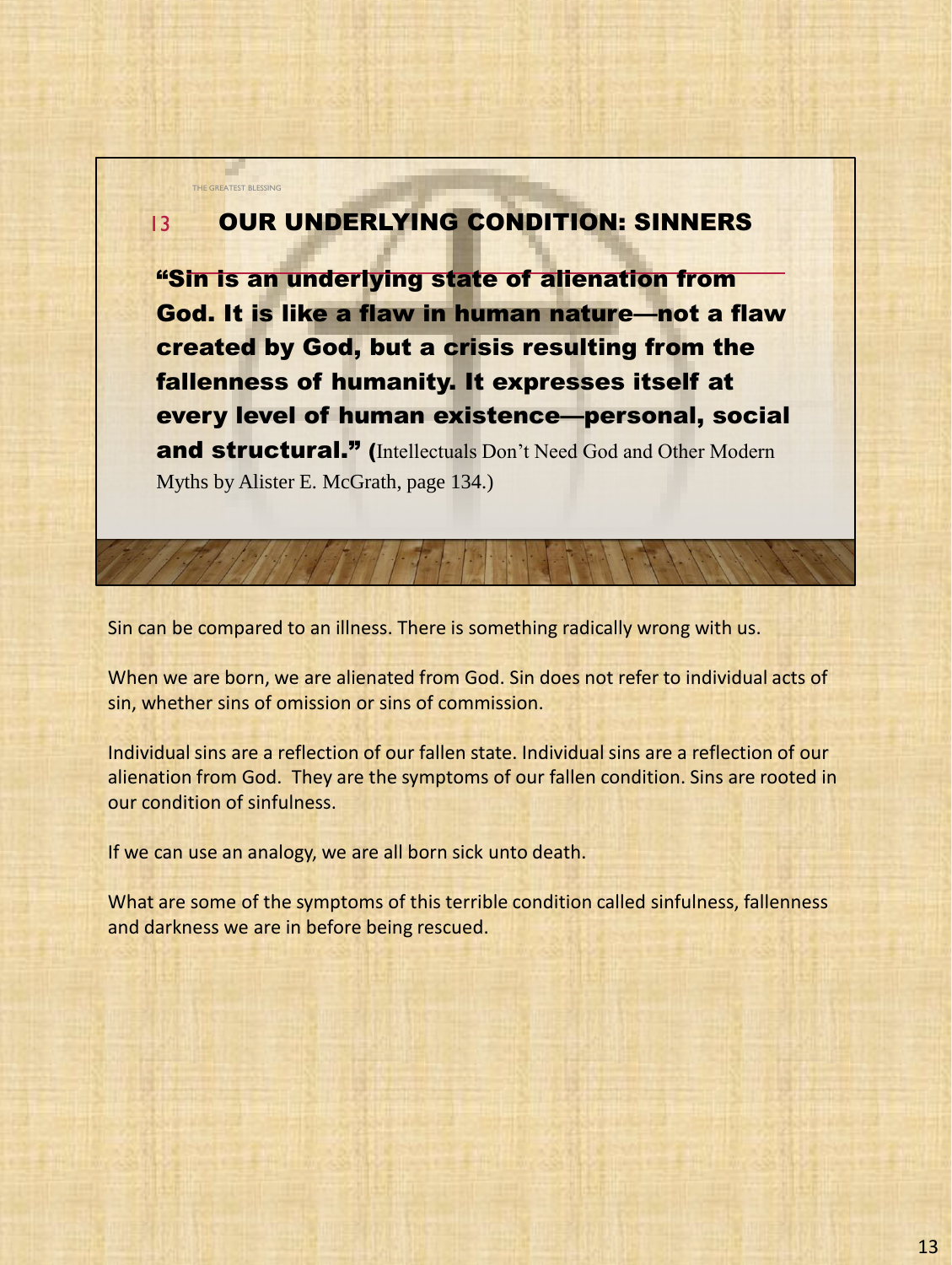THE GREATEST BLESSING

## 13 OUR UNDERLYING CONDITION: SINNERS

**"Sin is an underlying state of alienation from God. It is like a flaw in human nature—not a flaw created by God, but a crisis resulting from the fallenness of humanity. It expresses itself at every level of human existence—personal, social and structural." (**Intellectuals Don't Need God and Other Modern Myths by Alister E. McGrath, page 134.)

Sin can be compared to an illness. There is something radically wrong with us.

When we are born, we are alienated from God. Sin does not refer to individual acts of sin, whether sins of omission or sins of commission.

Individual sins are a reflection of our fallen state. Individual sins are a reflection of our alienation from God. They are the symptoms of our fallen condition. Sins are rooted in our condition of sinfulness.

If we can use an analogy, we are all born sick unto death.

What are some of the symptoms of this terrible condition called sinfulness, fallenness and darkness we are in before being rescued.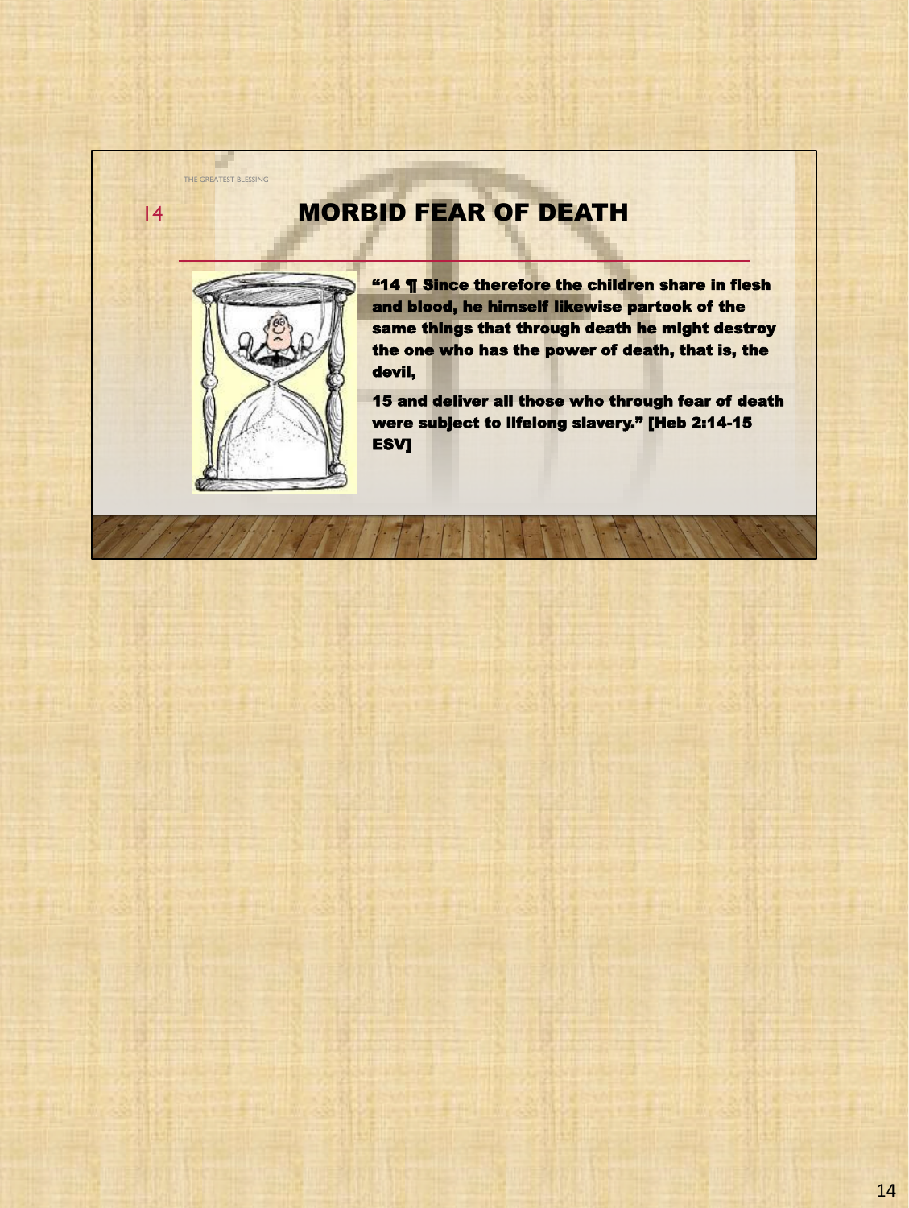## MORBID FEAR OF DEATH

**"14 ¶ Since therefore the children share in flesh and blood, he himself likewise partook of the same things that through death he might destroy the one who has the power of death, that is, the devil,**

**15 and deliver all those who through fear of death were subject to lifelong slavery." [Heb 2:14-15 ESV]**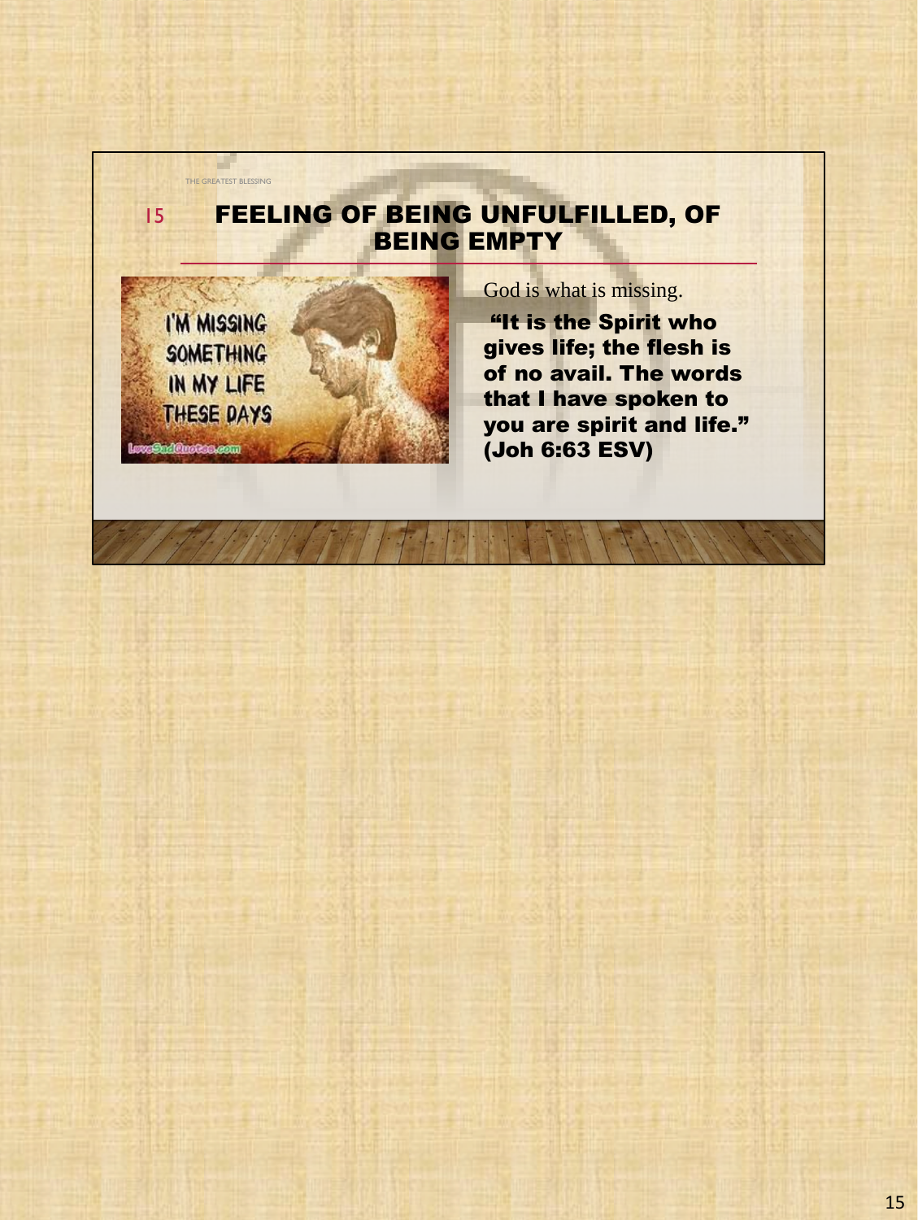# FEELING OF BEING UNFULFILLED, OF BEING EMPTY

God is what is missing.

**"It is the Spirit who gives life; the flesh is of no avail. The words that I have spoken to you are spirit and life." (Joh 6:63 ESV)**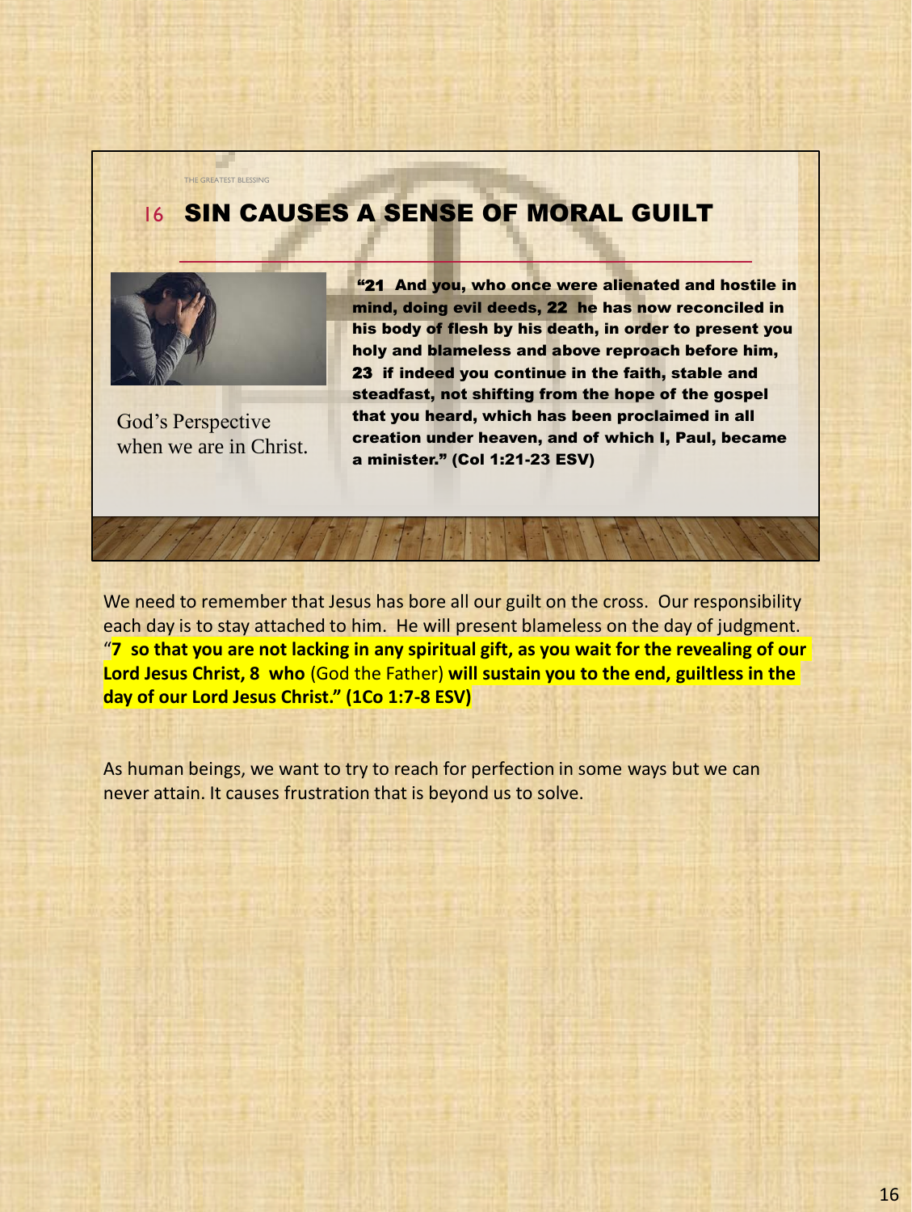THE GREATEST BLESSING

## 16 SIN CAUSES A SENSE OF MORAL GUILT

God's Perspective when we are in Christ.

**"21 And you, who once were alienated and hostile in mind, doing evil deeds, 22 he has now reconciled in his body of flesh by his death, in order to present you holy and blameless and above reproach before him, 23 if indeed you continue in the faith, stable and steadfast, not shifting from the hope of the gospel that you heard, which has been proclaimed in all creation under heaven, and of which I, Paul, became a minister." (Col 1:21-23 ESV)**

We need to remember that Jesus has bore all our guilt on the cross. Our responsibility each day is to stay attached to him. He will present blameless on the day of judgment. "**7 so that you are not lacking in any spiritual gift, as you wait for the revealing of our Lord Jesus Christ, 8 who** (God the Father) **will sustain you to the end, guiltless in the day of our Lord Jesus Christ." (1Co 1:7-8 ESV)**

As human beings, we want to try to reach for perfection in some ways but we can never attain. It causes frustration that is beyond us to solve.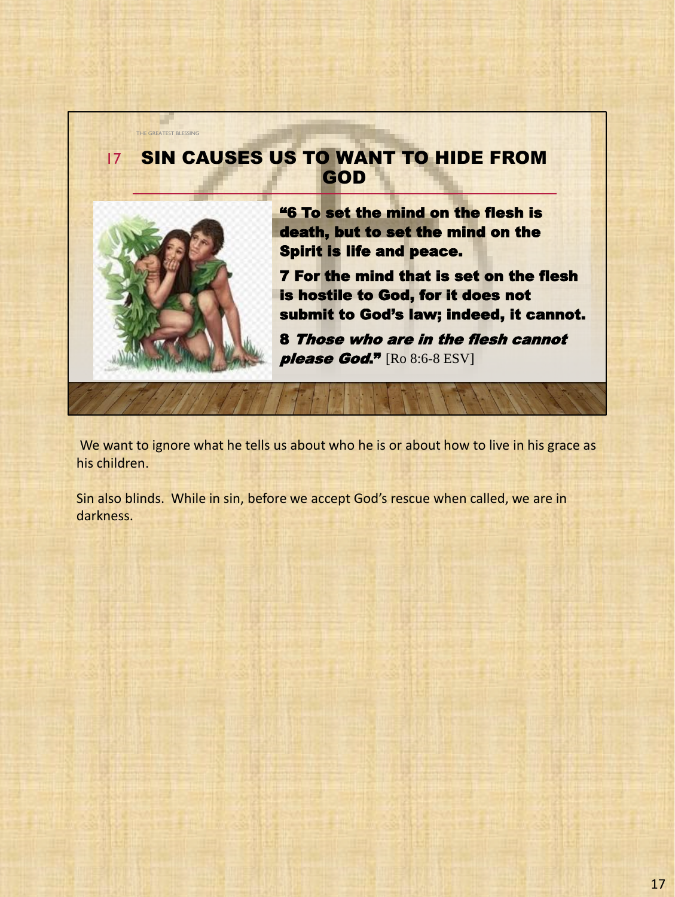THE GREATEST BLESSING

## 17 SIN CAUSES US TO WANT TO HIDE FROM GOD

**“6 To set the mind on the flesh is death, but to set the mind on the Spirit is life and peace.**

**7 For the mind that is set on the flesh is hostile to God, for it does not submit to God’s law; indeed, it cannot.**

**8 *Those who are in the flesh cannot please God.*”** [Ro 8:6-8 ESV]

We want to ignore what he tells us about who he is or about how to live in his grace as his children.

Sin also blinds. While in sin, before we accept God’s rescue when called, we are in darkness.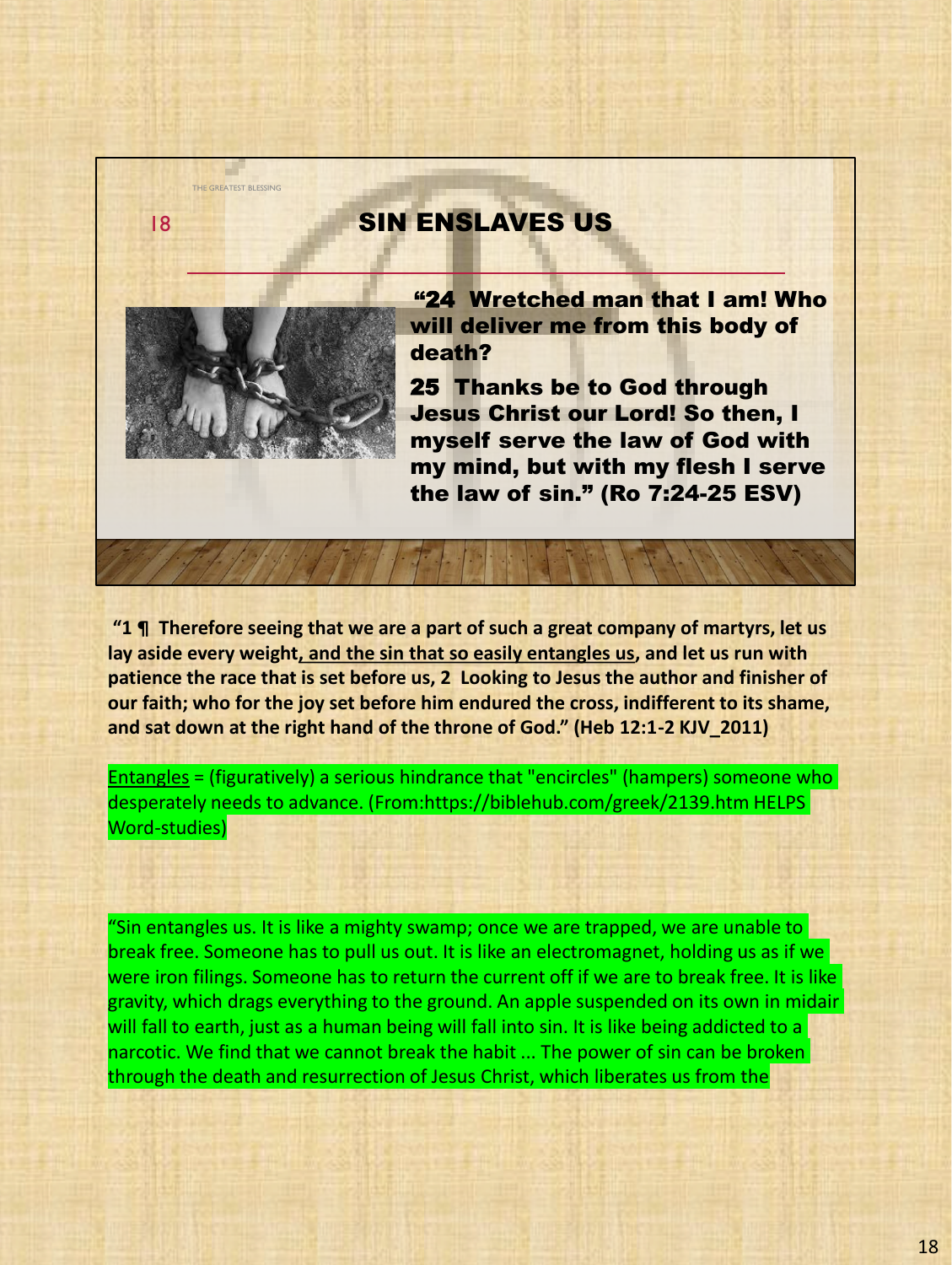THE GREATEST BLESSING

18

## SIN ENSLAVES US

**"24 Wretched man that I am! Who will deliver me from this body of death?**

**25 Thanks be to God through Jesus Christ our Lord! So then, I myself serve the law of God with my mind, but with my flesh I serve the law of sin." (Ro 7:24-25 ESV)**

**"1 ¶ Therefore seeing that we are a part of such a great company of martyrs, let us lay aside every weight<u>, and the sin that so easily entangles us</u>, and let us run with patience the race that is set before us, 2 Looking to Jesus the author and finisher of our faith; who for the joy set before him endured the cross, indifferent to its shame, and sat down at the right hand of the throne of God." (Heb 12:1-2 KJV_2011)**

<u>Entangles</u> = (figuratively) a serious hindrance that "encircles" (hampers) someone who desperately needs to advance. (From:https://biblehub.com/greek/2139.htm HELPS Word-studies)

"Sin entangles us. It is like a mighty swamp; once we are trapped, we are unable to break free. Someone has to pull us out. It is like an electromagnet, holding us as if we were iron filings. Someone has to return the current off if we are to break free. It is like gravity, which drags everything to the ground. An apple suspended on its own in midair will fall to earth, just as a human being will fall into sin. It is like being addicted to a narcotic. We find that we cannot break the habit ... The power of sin can be broken through the death and resurrection of Jesus Christ, which liberates us from the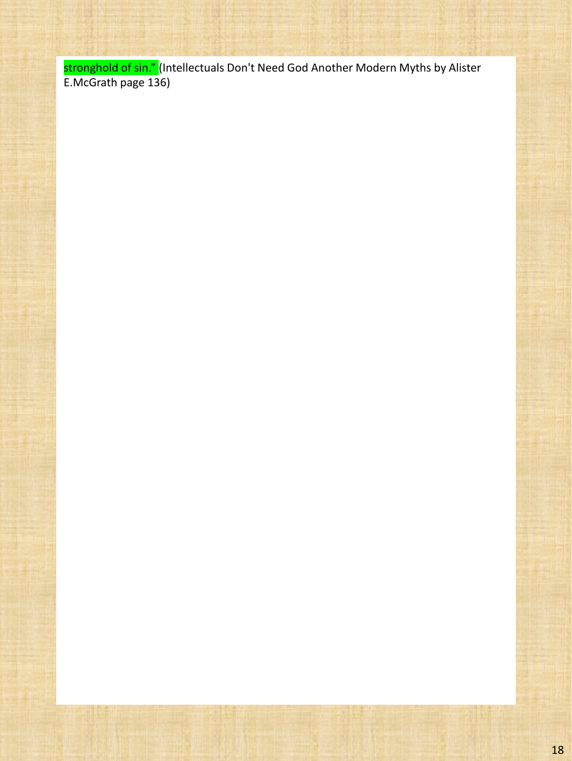stronghold of sin.” (Intellectuals Don't Need God Another Modern Myths by Alister E.McGrath page 136)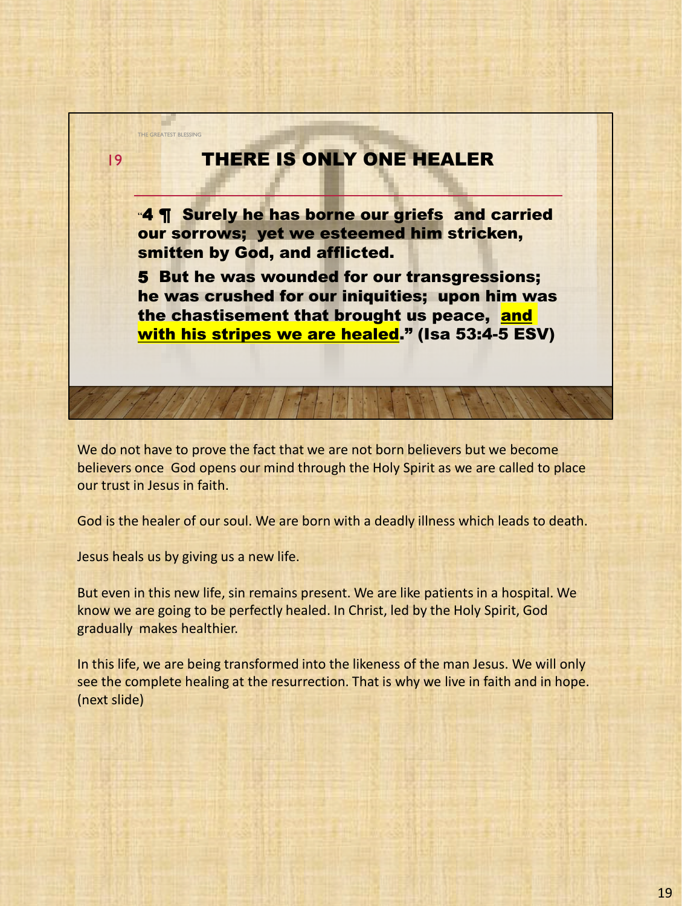THE GREATEST BLESSING

19

## THERE IS ONLY ONE HEALER

**"4 ¶ Surely he has borne our griefs and carried our sorrows; yet we esteemed him stricken, smitten by God, and afflicted.**

**5 But he was wounded for our transgressions; he was crushed for our iniquities; upon him was the chastisement that brought us peace, and with his stripes we are healed." (Isa 53:4-5 ESV)**

We do not have to prove the fact that we are not born believers but we become believers once God opens our mind through the Holy Spirit as we are called to place our trust in Jesus in faith.

God is the healer of our soul. We are born with a deadly illness which leads to death.

Jesus heals us by giving us a new life.

But even in this new life, sin remains present. We are like patients in a hospital. We know we are going to be perfectly healed. In Christ, led by the Holy Spirit, God gradually makes healthier.

In this life, we are being transformed into the likeness of the man Jesus. We will only see the complete healing at the resurrection. That is why we live in faith and in hope. (next slide)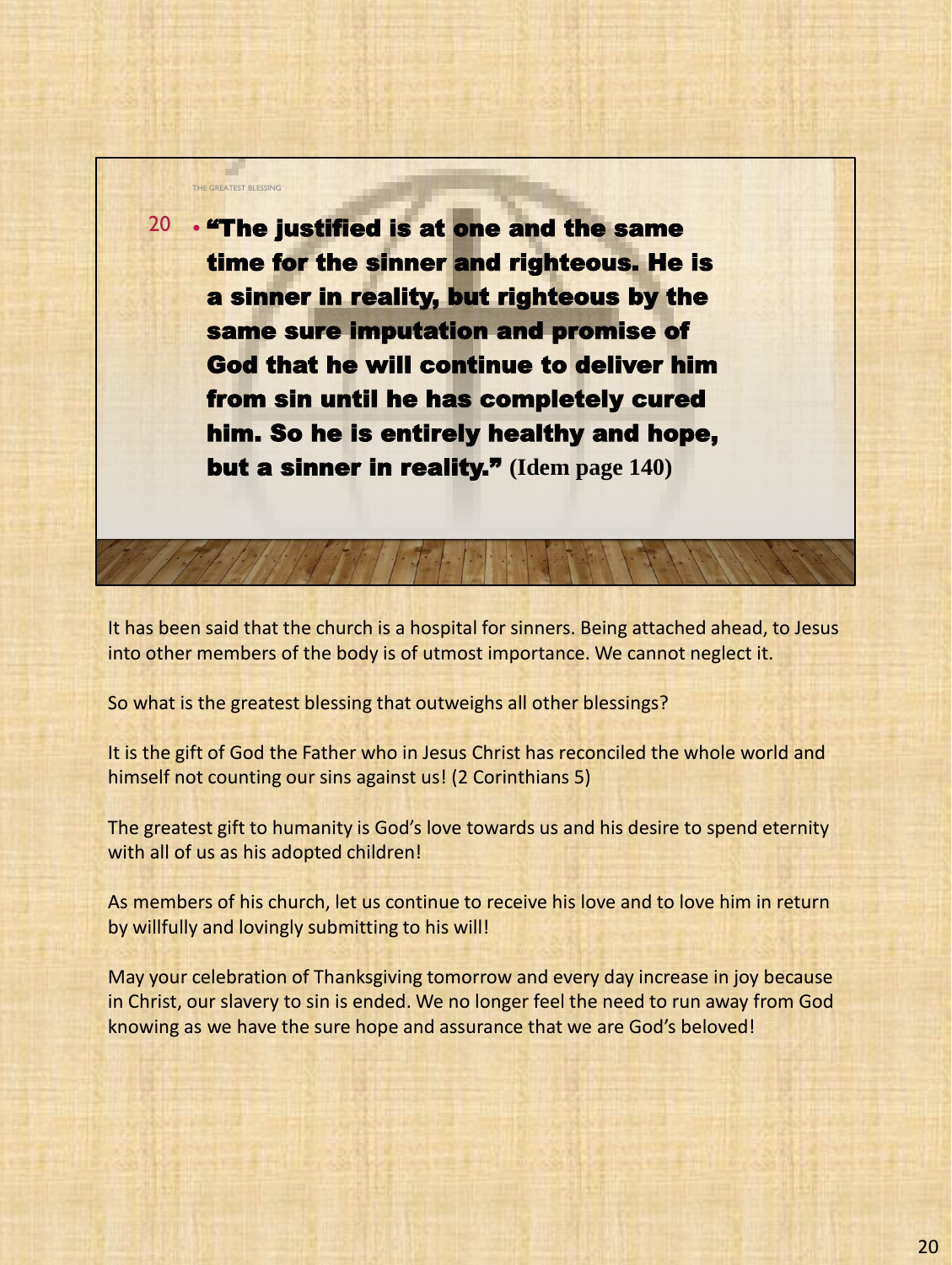THE GREATEST BLESSING

20 • **"The justified is at one and the same time for the sinner and righteous. He is a sinner in reality, but righteous by the same sure imputation and promise of God that he will continue to deliver him from sin until he has completely cured him. So he is entirely healthy and hope, but a sinner in reality."** **(Idem page 140)**

It has been said that the church is a hospital for sinners. Being attached ahead, to Jesus into other members of the body is of utmost importance. We cannot neglect it.

So what is the greatest blessing that outweighs all other blessings?

It is the gift of God the Father who in Jesus Christ has reconciled the whole world and himself not counting our sins against us! (2 Corinthians 5)

The greatest gift to humanity is God's love towards us and his desire to spend eternity with all of us as his adopted children!

As members of his church, let us continue to receive his love and to love him in return by willfully and lovingly submitting to his will!

May your celebration of Thanksgiving tomorrow and every day increase in joy because in Christ, our slavery to sin is ended. We no longer feel the need to run away from God knowing as we have the sure hope and assurance that we are God's beloved!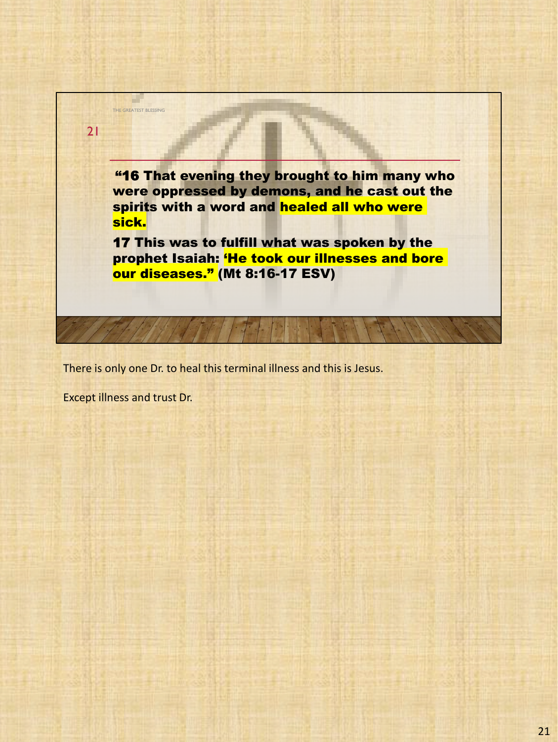THE GREATEST BLESSING

21

“16 That evening they brought to him many who were oppressed by demons, and he cast out the spirits with a word and **healed all who were sick.**

17 This was to fulfill what was spoken by the prophet Isaiah: **‘He took our illnesses and bore our diseases.”** (Mt 8:16-17 ESV)

There is only one Dr. to heal this terminal illness and this is Jesus.

Except illness and trust Dr.